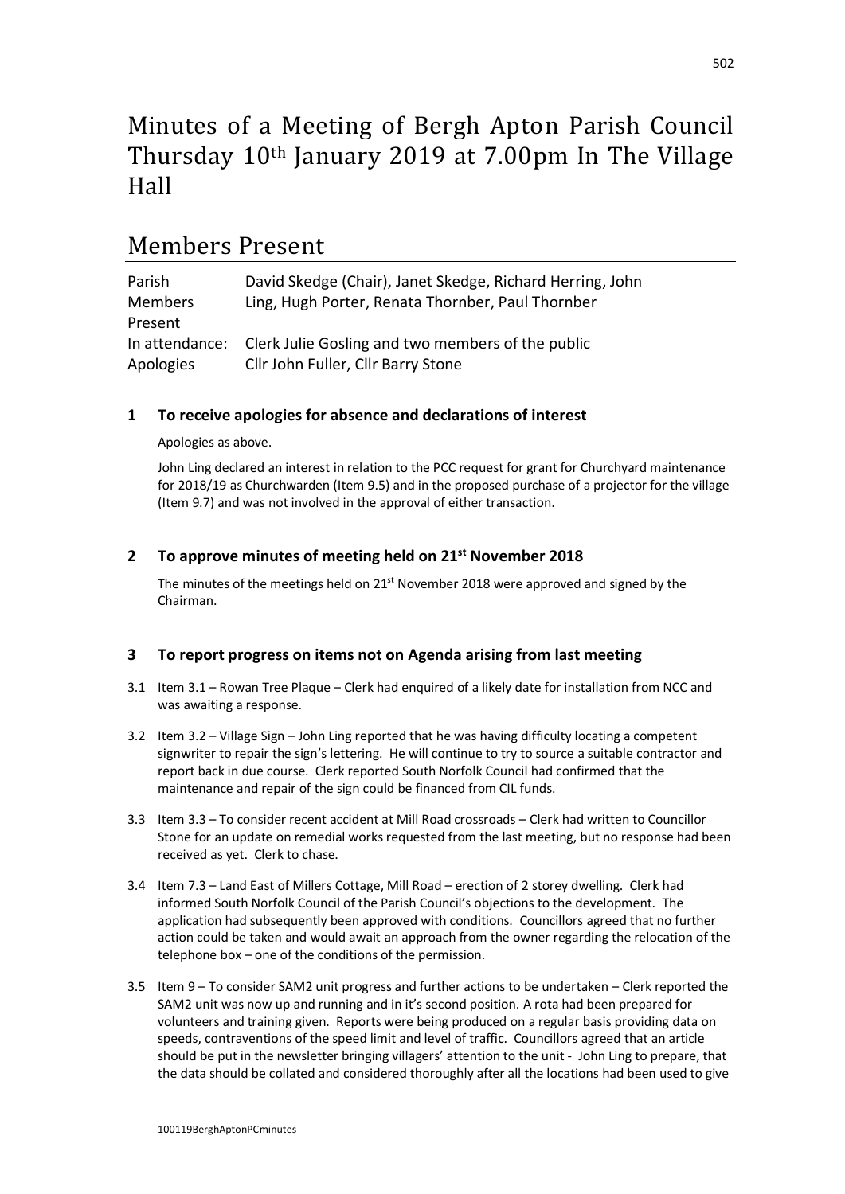# Minutes of a Meeting of Bergh Apton Parish Council Thursday 10th January 2019 at 7.00pm In The Village Hall

## Members Present

| | |
|---|---|
| Parish Members Present | David Skedge (Chair), Janet Skedge, Richard Herring, John Ling, Hugh Porter, Renata Thornber, Paul Thornber |
| In attendance: | Clerk Julie Gosling and two members of the public |
| Apologies | Cllr John Fuller, Cllr Barry Stone |

### 1 To receive apologies for absence and declarations of interest

Apologies as above.

John Ling declared an interest in relation to the PCC request for grant for Churchyard maintenance for 2018/19 as Churchwarden (Item 9.5) and in the proposed purchase of a projector for the village (Item 9.7) and was not involved in the approval of either transaction.

### 2 To approve minutes of meeting held on 21st November 2018

The minutes of the meetings held on 21st November 2018 were approved and signed by the Chairman.

### 3 To report progress on items not on Agenda arising from last meeting

3.1 Item 3.1 – Rowan Tree Plaque – Clerk had enquired of a likely date for installation from NCC and was awaiting a response.

3.2 Item 3.2 – Village Sign – John Ling reported that he was having difficulty locating a competent signwriter to repair the sign's lettering. He will continue to try to source a suitable contractor and report back in due course. Clerk reported South Norfolk Council had confirmed that the maintenance and repair of the sign could be financed from CIL funds.

3.3 Item 3.3 – To consider recent accident at Mill Road crossroads – Clerk had written to Councillor Stone for an update on remedial works requested from the last meeting, but no response had been received as yet. Clerk to chase.

3.4 Item 7.3 – Land East of Millers Cottage, Mill Road – erection of 2 storey dwelling. Clerk had informed South Norfolk Council of the Parish Council's objections to the development. The application had subsequently been approved with conditions. Councillors agreed that no further action could be taken and would await an approach from the owner regarding the relocation of the telephone box – one of the conditions of the permission.

3.5 Item 9 – To consider SAM2 unit progress and further actions to be undertaken – Clerk reported the SAM2 unit was now up and running and in it's second position. A rota had been prepared for volunteers and training given. Reports were being produced on a regular basis providing data on speeds, contraventions of the speed limit and level of traffic. Councillors agreed that an article should be put in the newsletter bringing villagers' attention to the unit - John Ling to prepare, that the data should be collated and considered thoroughly after all the locations had been used to give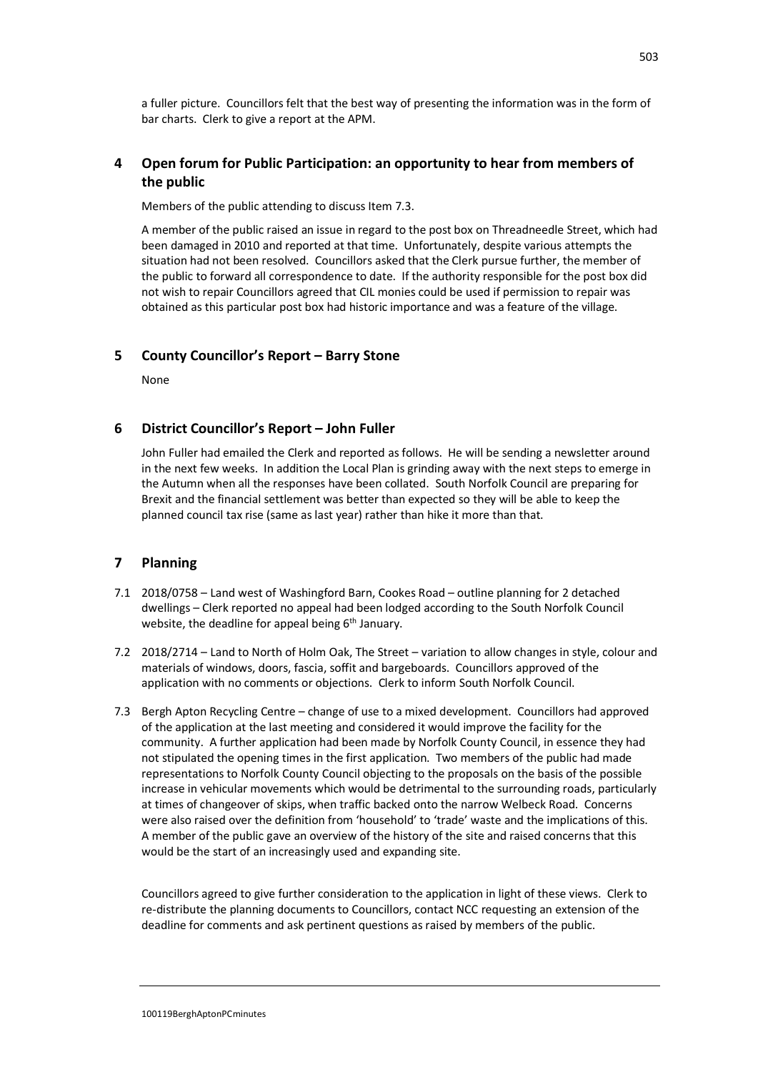a fuller picture. Councillors felt that the best way of presenting the information was in the form of bar charts. Clerk to give a report at the APM.

## 4 Open forum for Public Participation: an opportunity to hear from members of the public

Members of the public attending to discuss Item 7.3.

A member of the public raised an issue in regard to the post box on Threadneedle Street, which had been damaged in 2010 and reported at that time. Unfortunately, despite various attempts the situation had not been resolved. Councillors asked that the Clerk pursue further, the member of the public to forward all correspondence to date. If the authority responsible for the post box did not wish to repair Councillors agreed that CIL monies could be used if permission to repair was obtained as this particular post box had historic importance and was a feature of the village.

## 5 County Councillor's Report – Barry Stone

None

## 6 District Councillor's Report – John Fuller

John Fuller had emailed the Clerk and reported as follows. He will be sending a newsletter around in the next few weeks. In addition the Local Plan is grinding away with the next steps to emerge in the Autumn when all the responses have been collated. South Norfolk Council are preparing for Brexit and the financial settlement was better than expected so they will be able to keep the planned council tax rise (same as last year) rather than hike it more than that.

## 7 Planning

7.1 2018/0758 – Land west of Washingford Barn, Cookes Road – outline planning for 2 detached dwellings – Clerk reported no appeal had been lodged according to the South Norfolk Council website, the deadline for appeal being 6th January.

7.2 2018/2714 – Land to North of Holm Oak, The Street – variation to allow changes in style, colour and materials of windows, doors, fascia, soffit and bargeboards. Councillors approved of the application with no comments or objections. Clerk to inform South Norfolk Council.

7.3 Bergh Apton Recycling Centre – change of use to a mixed development. Councillors had approved of the application at the last meeting and considered it would improve the facility for the community. A further application had been made by Norfolk County Council, in essence they had not stipulated the opening times in the first application. Two members of the public had made representations to Norfolk County Council objecting to the proposals on the basis of the possible increase in vehicular movements which would be detrimental to the surrounding roads, particularly at times of changeover of skips, when traffic backed onto the narrow Welbeck Road. Concerns were also raised over the definition from 'household' to 'trade' waste and the implications of this. A member of the public gave an overview of the history of the site and raised concerns that this would be the start of an increasingly used and expanding site.

Councillors agreed to give further consideration to the application in light of these views. Clerk to re-distribute the planning documents to Councillors, contact NCC requesting an extension of the deadline for comments and ask pertinent questions as raised by members of the public.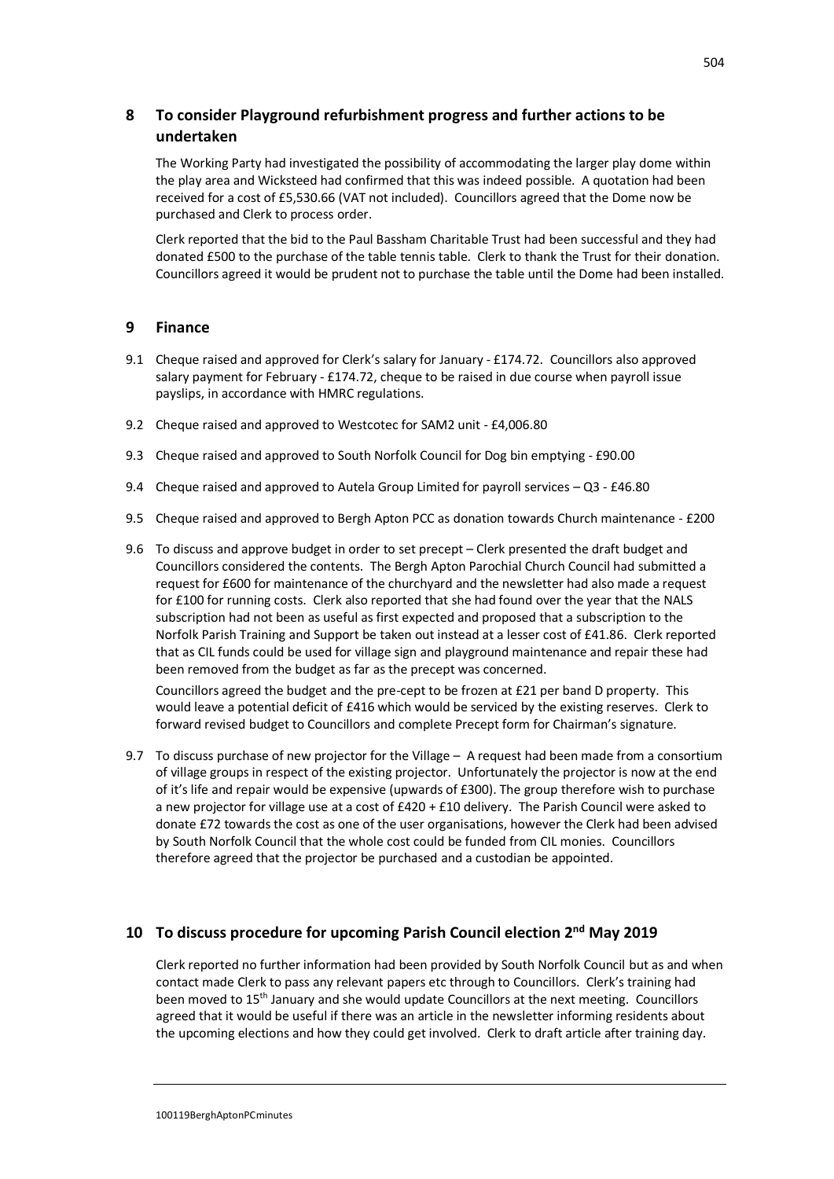## 8 To consider Playground refurbishment progress and further actions to be undertaken

The Working Party had investigated the possibility of accommodating the larger play dome within the play area and Wicksteed had confirmed that this was indeed possible. A quotation had been received for a cost of £5,530.66 (VAT not included). Councillors agreed that the Dome now be purchased and Clerk to process order.

Clerk reported that the bid to the Paul Bassham Charitable Trust had been successful and they had donated £500 to the purchase of the table tennis table. Clerk to thank the Trust for their donation. Councillors agreed it would be prudent not to purchase the table until the Dome had been installed.

## 9 Finance

9.1 Cheque raised and approved for Clerk's salary for January - £174.72. Councillors also approved salary payment for February - £174.72, cheque to be raised in due course when payroll issue payslips, in accordance with HMRC regulations.

9.2 Cheque raised and approved to Westcotec for SAM2 unit - £4,006.80

9.3 Cheque raised and approved to South Norfolk Council for Dog bin emptying - £90.00

9.4 Cheque raised and approved to Autela Group Limited for payroll services – Q3 - £46.80

9.5 Cheque raised and approved to Bergh Apton PCC as donation towards Church maintenance - £200

9.6 To discuss and approve budget in order to set precept – Clerk presented the draft budget and Councillors considered the contents. The Bergh Apton Parochial Church Council had submitted a request for £600 for maintenance of the churchyard and the newsletter had also made a request for £100 for running costs. Clerk also reported that she had found over the year that the NALS subscription had not been as useful as first expected and proposed that a subscription to the Norfolk Parish Training and Support be taken out instead at a lesser cost of £41.86. Clerk reported that as CIL funds could be used for village sign and playground maintenance and repair these had been removed from the budget as far as the precept was concerned.

Councillors agreed the budget and the pre-cept to be frozen at £21 per band D property. This would leave a potential deficit of £416 which would be serviced by the existing reserves. Clerk to forward revised budget to Councillors and complete Precept form for Chairman's signature.

9.7 To discuss purchase of new projector for the Village – A request had been made from a consortium of village groups in respect of the existing projector. Unfortunately the projector is now at the end of it's life and repair would be expensive (upwards of £300). The group therefore wish to purchase a new projector for village use at a cost of £420 + £10 delivery. The Parish Council were asked to donate £72 towards the cost as one of the user organisations, however the Clerk had been advised by South Norfolk Council that the whole cost could be funded from CIL monies. Councillors therefore agreed that the projector be purchased and a custodian be appointed.

## 10 To discuss procedure for upcoming Parish Council election 2nd May 2019

Clerk reported no further information had been provided by South Norfolk Council but as and when contact made Clerk to pass any relevant papers etc through to Councillors. Clerk's training had been moved to 15th January and she would update Councillors at the next meeting. Councillors agreed that it would be useful if there was an article in the newsletter informing residents about the upcoming elections and how they could get involved. Clerk to draft article after training day.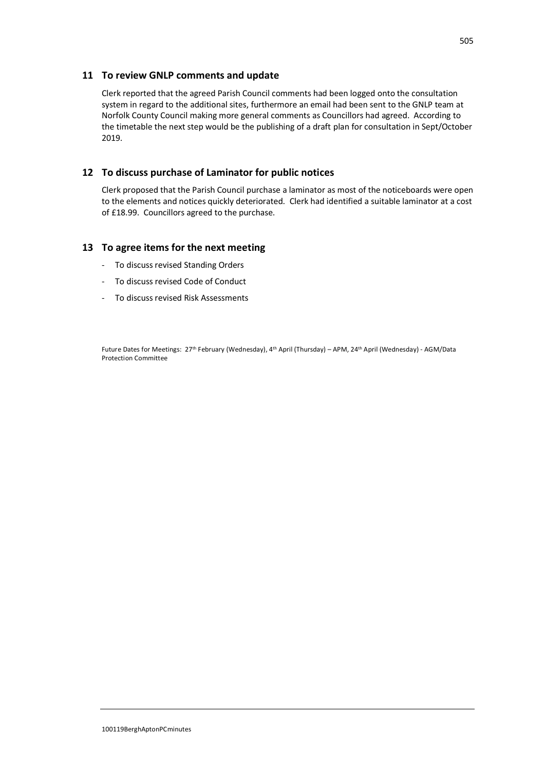## 11 To review GNLP comments and update

Clerk reported that the agreed Parish Council comments had been logged onto the consultation system in regard to the additional sites, furthermore an email had been sent to the GNLP team at Norfolk County Council making more general comments as Councillors had agreed. According to the timetable the next step would be the publishing of a draft plan for consultation in Sept/October 2019.

## 12 To discuss purchase of Laminator for public notices

Clerk proposed that the Parish Council purchase a laminator as most of the noticeboards were open to the elements and notices quickly deteriorated. Clerk had identified a suitable laminator at a cost of £18.99. Councillors agreed to the purchase.

## 13 To agree items for the next meeting

- To discuss revised Standing Orders
- To discuss revised Code of Conduct
- To discuss revised Risk Assessments

Future Dates for Meetings: 27th February (Wednesday), 4th April (Thursday) – APM, 24th April (Wednesday) - AGM/Data Protection Committee